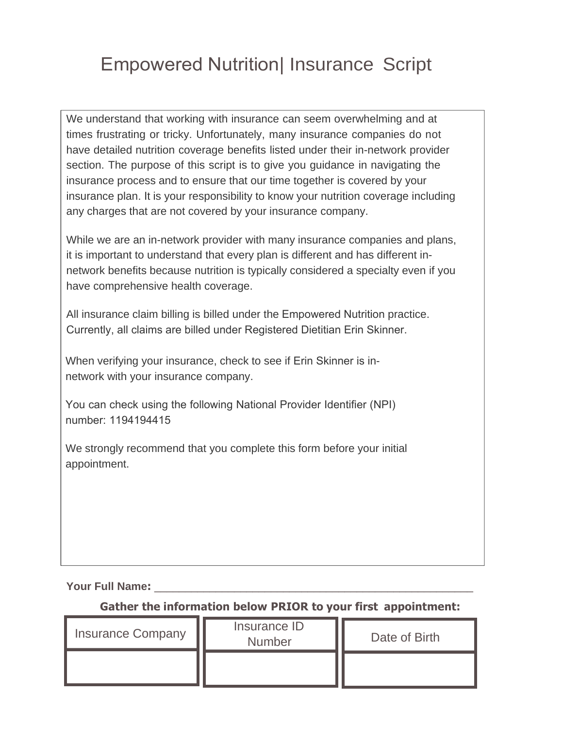# Empowered Nutrition| Insurance Script

We understand that working with insurance can seem overwhelming and at times frustrating or tricky. Unfortunately, many insurance companies do not have detailed nutrition coverage benefits listed under their in-network provider section. The purpose of this script is to give you guidance in navigating the insurance process and to ensure that our time together is covered by your insurance plan. It is your responsibility to know your nutrition coverage including any charges that are not covered by your insurance company.

While we are an in-network provider with many insurance companies and plans, it is important to understand that every plan is different and has different in-network benefits because nutrition is typically considered a specialty even if you have comprehensive health coverage.

All insurance claim billing is billed under the Empowered Nutrition practice. Currently, all claims are billed under Registered Dietitian Erin Skinner.

When verifying your insurance, check to see if Erin Skinner is in-network with your insurance company.

You can check using the following National Provider Identifier (NPI) number: 1194194415

We strongly recommend that you complete this form before your initial appointment.

**Your Full Name:** ____________________________________________________

**Gather the information below PRIOR to your first appointment:**

| Insurance Company | Insurance ID Number | Date of Birth |
|---|---|---|
| | | |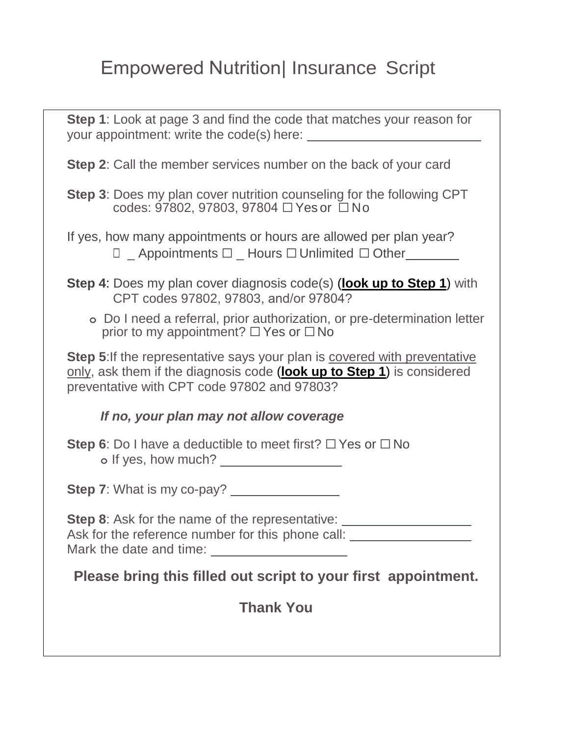# Empowered Nutrition| Insurance Script

**Step 1**: Look at page 3 and find the code that matches your reason for your appointment: write the code(s) here: ________________________

**Step 2**: Call the member services number on the back of your card

**Step 3**: Does my plan cover nutrition counseling for the following CPT codes: 97802, 97803, 97804 ☐ Yes or ☐ No

If yes, how many appointments or hours are allowed per plan year?
☐ _ Appointments ☐ _ Hours ☐ Unlimited ☐ Other________

**Step 4**: Does my plan cover diagnosis code(s) (**look up to Step 1**) with CPT codes 97802, 97803, and/or 97804?

- Do I need a referral, prior authorization, or pre-determination letter prior to my appointment? ☐ Yes or ☐ No

**Step 5**:If the representative says your plan is covered with preventative only, ask them if the diagnosis code (**look up to Step 1**) is considered preventative with CPT code 97802 and 97803?

***If no, your plan may not allow coverage***

**Step 6**: Do I have a deductible to meet first? ☐ Yes or ☐ No
- If yes, how much? _________________

**Step 7**: What is my co-pay? _______________

**Step 8**: Ask for the name of the representative: __________________
Ask for the reference number for this phone call: _________________
Mark the date and time: ___________________

**Please bring this filled out script to your first appointment.**

**Thank You**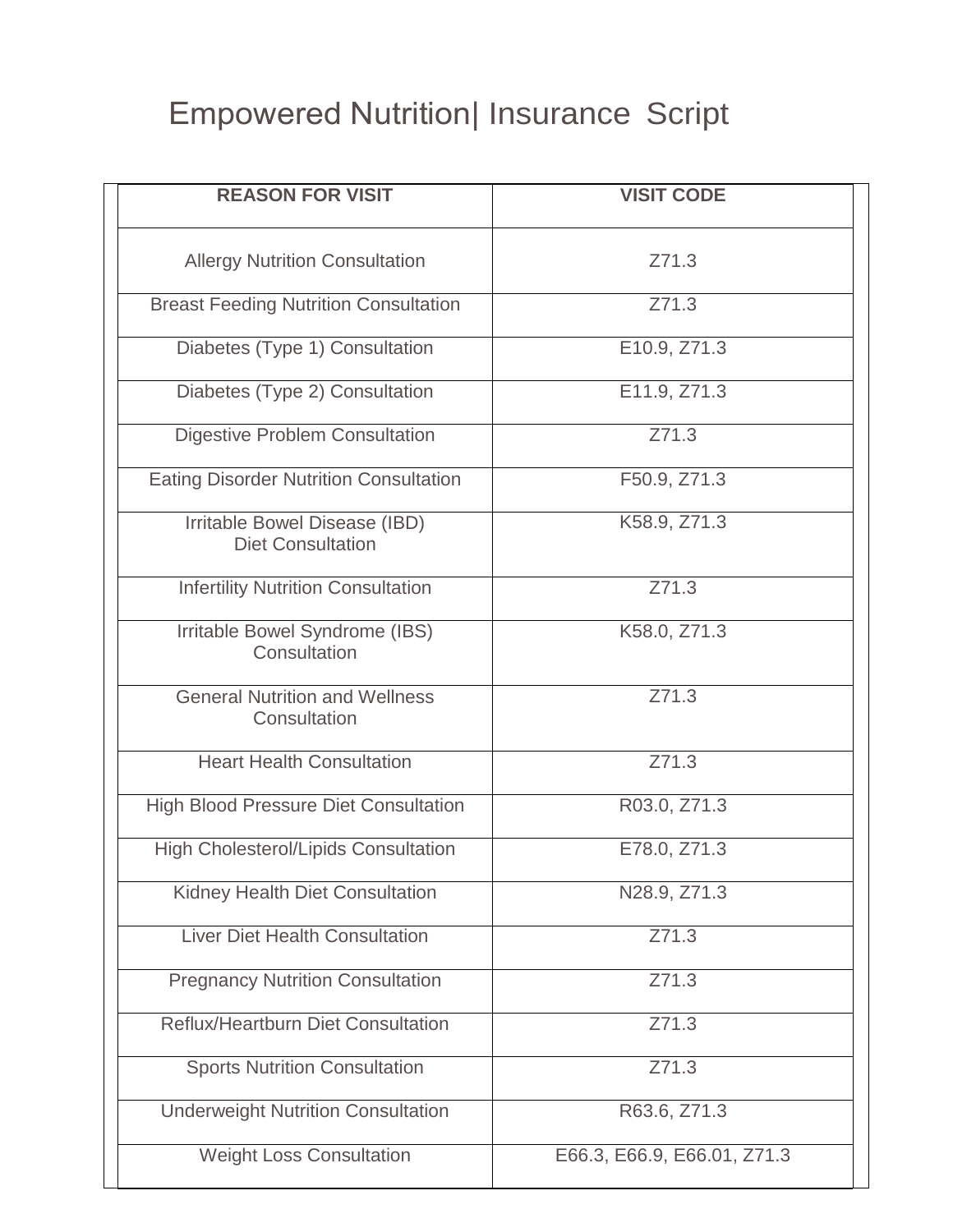# Empowered Nutrition| Insurance Script

| REASON FOR VISIT | VISIT CODE |
| --- | --- |
| Allergy Nutrition Consultation | Z71.3 |
| Breast Feeding Nutrition Consultation | Z71.3 |
| Diabetes (Type 1) Consultation | E10.9, Z71.3 |
| Diabetes (Type 2) Consultation | E11.9, Z71.3 |
| Digestive Problem Consultation | Z71.3 |
| Eating Disorder Nutrition Consultation | F50.9, Z71.3 |
| Irritable Bowel Disease (IBD) Diet Consultation | K58.9, Z71.3 |
| Infertility Nutrition Consultation | Z71.3 |
| Irritable Bowel Syndrome (IBS) Consultation | K58.0, Z71.3 |
| General Nutrition and Wellness Consultation | Z71.3 |
| Heart Health Consultation | Z71.3 |
| High Blood Pressure Diet Consultation | R03.0, Z71.3 |
| High Cholesterol/Lipids Consultation | E78.0, Z71.3 |
| Kidney Health Diet Consultation | N28.9, Z71.3 |
| Liver Diet Health Consultation | Z71.3 |
| Pregnancy Nutrition Consultation | Z71.3 |
| Reflux/Heartburn Diet Consultation | Z71.3 |
| Sports Nutrition Consultation | Z71.3 |
| Underweight Nutrition Consultation | R63.6, Z71.3 |
| Weight Loss Consultation | E66.3, E66.9, E66.01, Z71.3 |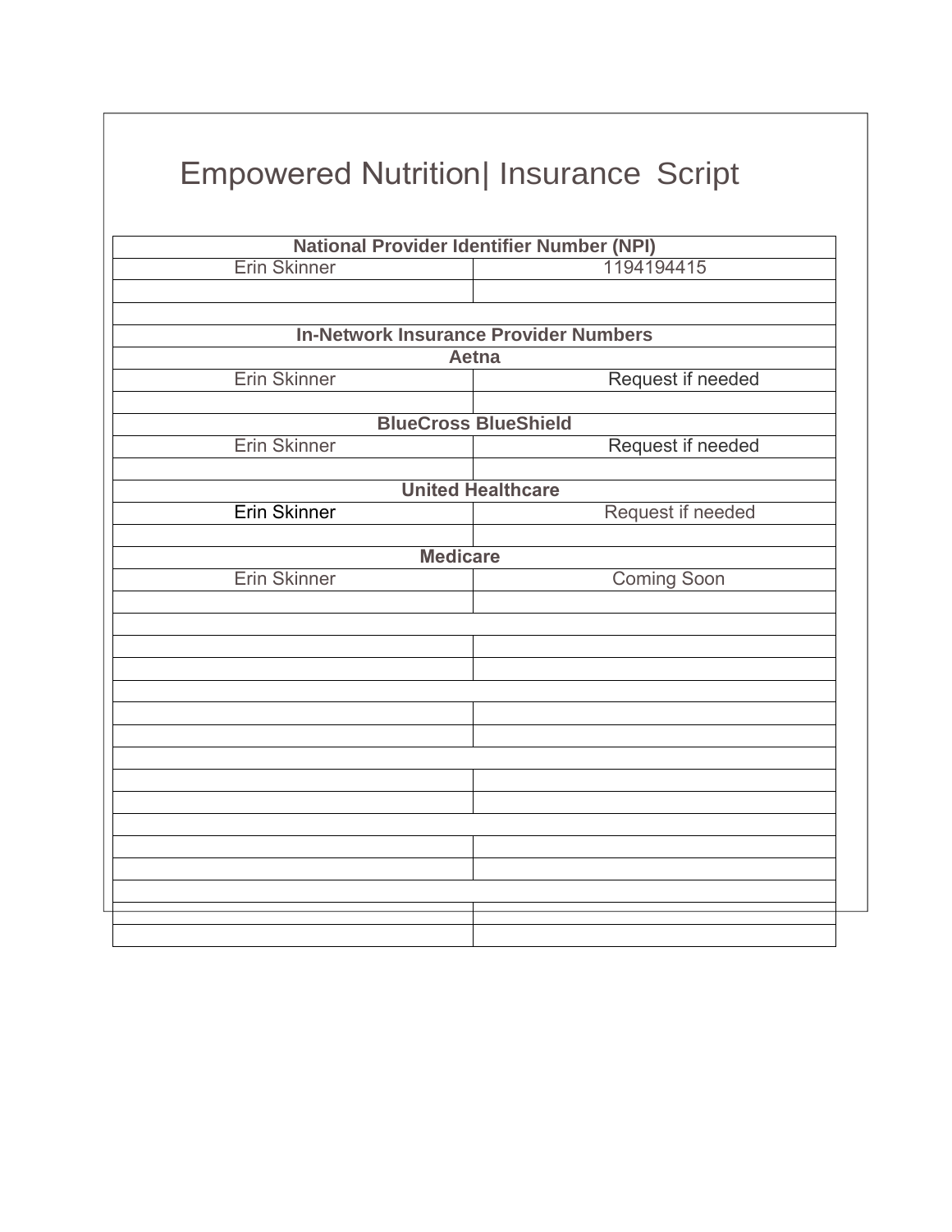# Empowered Nutrition| Insurance Script

| | |
|---|---|
| **National Provider Identifier Number (NPI)** | |
| Erin Skinner | 1194194415 |
| | |
| | |
| **In-Network Insurance Provider Numbers** | |
| **Aetna** | |
| Erin Skinner | Request if needed |
| | |
| **BlueCross BlueShield** | |
| Erin Skinner | Request if needed |
| | |
| **United Healthcare** | |
| Erin Skinner | Request if needed |
| | |
| **Medicare** | |
| Erin Skinner | Coming Soon |
| | |
| | |
| | |
| | |
| | |
| | |
| | |
| | |
| | |
| | |
| | |
| | |
| | |
| | |
| | |